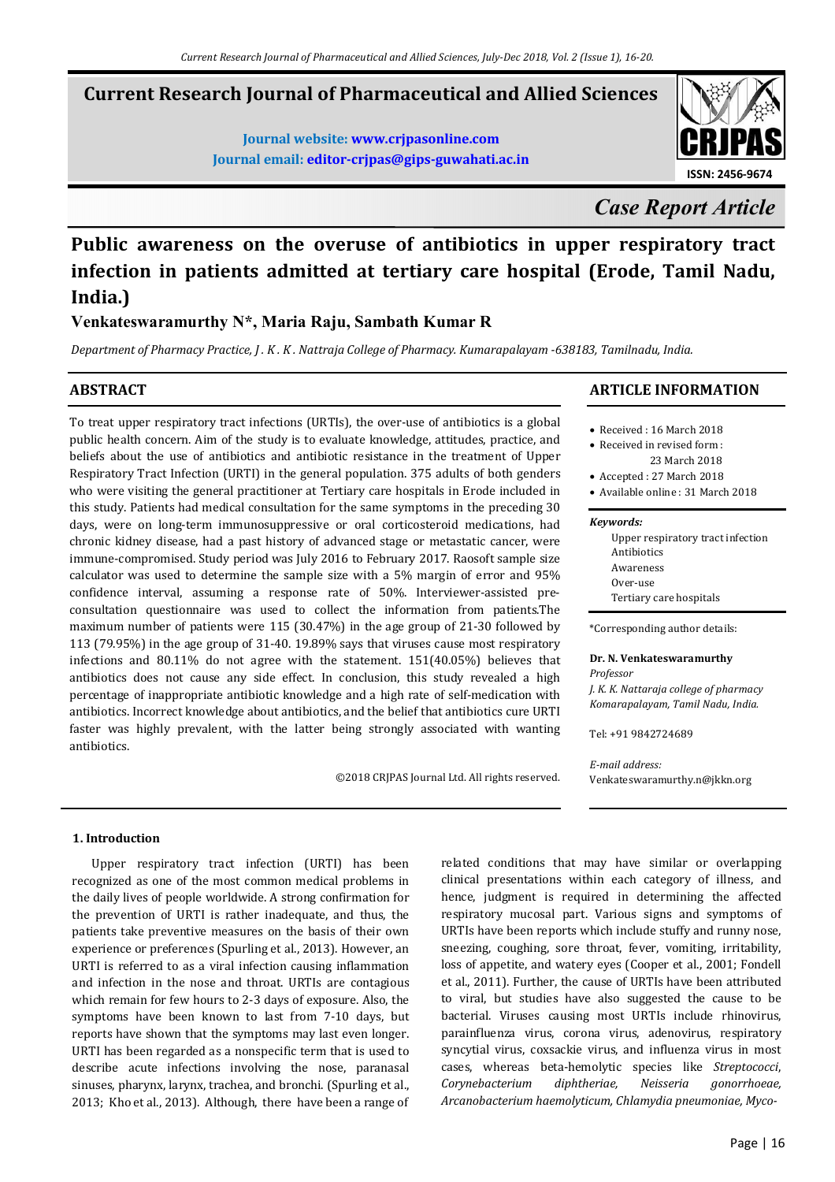# Current Research Journal of Pharmaceutical and Allied Sciences

**Journal website: www.crjpasonline.com**
**Journal email: editor-crjpas@gips-guwahati.ac.in**

ISSN: 2456-9674

*Case Report Article*

# Public awareness on the overuse of antibiotics in upper respiratory tract infection in patients admitted at tertiary care hospital (Erode, Tamil Nadu, India.)

**Venkateswaramurthy N\*, Maria Raju, Sambath Kumar R**

*Department of Pharmacy Practice, J . K . K . Nattraja College of Pharmacy. Kumarapalayam -638183, Tamilnadu, India.*

## ABSTRACT

To treat upper respiratory tract infections (URTIs), the over-use of antibiotics is a global public health concern. Aim of the study is to evaluate knowledge, attitudes, practice, and beliefs about the use of antibiotics and antibiotic resistance in the treatment of Upper Respiratory Tract Infection (URTI) in the general population. 375 adults of both genders who were visiting the general practitioner at Tertiary care hospitals in Erode included in this study. Patients had medical consultation for the same symptoms in the preceding 30 days, were on long-term immunosuppressive or oral corticosteroid medications, had chronic kidney disease, had a past history of advanced stage or metastatic cancer, were immune-compromised. Study period was July 2016 to February 2017. Raosoft sample size calculator was used to determine the sample size with a 5% margin of error and 95% confidence interval, assuming a response rate of 50%. Interviewer-assisted pre-consultation questionnaire was used to collect the information from patients.The maximum number of patients were 115 (30.47%) in the age group of 21-30 followed by 113 (79.95%) in the age group of 31-40. 19.89% says that viruses cause most respiratory infections and 80.11% do not agree with the statement. 151(40.05%) believes that antibiotics does not cause any side effect. In conclusion, this study revealed a high percentage of inappropriate antibiotic knowledge and a high rate of self-medication with antibiotics. Incorrect knowledge about antibiotics, and the belief that antibiotics cure URTI faster was highly prevalent, with the latter being strongly associated with wanting antibiotics.

©2018 CRJPAS Journal Ltd. All rights reserved.

## ARTICLE INFORMATION

- Received : 16 March 2018
- Received in revised form : 23 March 2018
- Accepted : 27 March 2018
- Available online : 31 March 2018

***Keywords:***

Upper respiratory tract infection
Antibiotics
Awareness
Over-use
Tertiary care hospitals

\*Corresponding author details:

**Dr. N. Venkateswaramurthy**
*Professor*
*J. K. K. Nattaraja college of pharmacy*
*Komarapalayam, Tamil Nadu, India.*

Tel: +91 9842724689

*E-mail address:*
Venkateswaramurthy.n@jkkn.org

## 1. Introduction

Upper respiratory tract infection (URTI) has been recognized as one of the most common medical problems in the daily lives of people worldwide. A strong confirmation for the prevention of URTI is rather inadequate, and thus, the patients take preventive measures on the basis of their own experience or preferences (Spurling et al., 2013). However, an URTI is referred to as a viral infection causing inflammation and infection in the nose and throat. URTIs are contagious which remain for few hours to 2-3 days of exposure. Also, the symptoms have been known to last from 7-10 days, but reports have shown that the symptoms may last even longer. URTI has been regarded as a nonspecific term that is used to describe acute infections involving the nose, paranasal sinuses, pharynx, larynx, trachea, and bronchi. (Spurling et al., 2013; Kho et al., 2013). Although, there have been a range of related conditions that may have similar or overlapping clinical presentations within each category of illness, and hence, judgment is required in determining the affected respiratory mucosal part. Various signs and symptoms of URTIs have been reports which include stuffy and runny nose, sneezing, coughing, sore throat, fever, vomiting, irritability, loss of appetite, and watery eyes (Cooper et al., 2001; Fondell et al., 2011). Further, the cause of URTIs have been attributed to viral, but studies have also suggested the cause to be bacterial. Viruses causing most URTIs include rhinovirus, parainfluenza virus, corona virus, adenovirus, respiratory syncytial virus, coxsackie virus, and influenza virus in most cases, whereas beta-hemolytic species like *Streptococci*, *Corynebacterium diphtheriae*, *Neisseria gonorrhoeae*, *Arcanobacterium haemolyticum*, *Chlamydia pneumoniae*, *Myco-*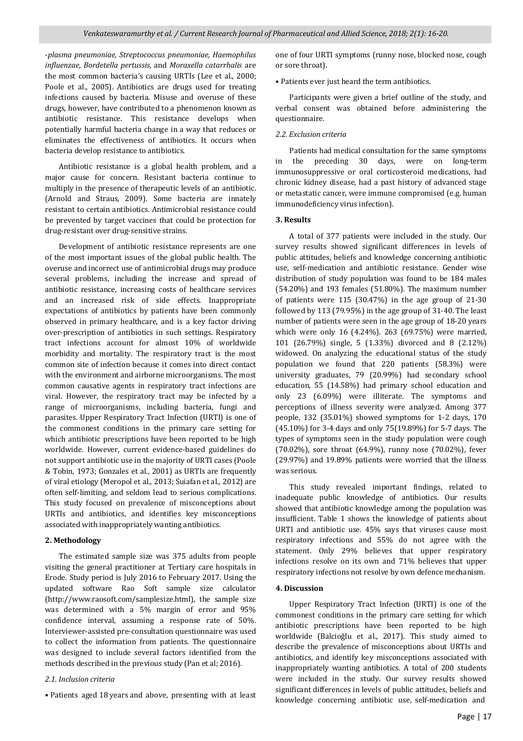-*plasma pneumoniae, Streptococcus pneumoniae, Haemophilus influenzae, Bordetella pertussis,* and *Moraxella catarrhalis* are the most common bacteria's causing URTIs (Lee et al., 2000; Poole et al., 2005). Antibiotics are drugs used for treating infections caused by bacteria. Misuse and overuse of these drugs, however, have contributed to a phenomenon known as antibiotic resistance. This resistance develops when potentially harmful bacteria change in a way that reduces or eliminates the effectiveness of antibiotics. It occurs when bacteria develop resistance to antibiotics.

Antibiotic resistance is a global health problem, and a major cause for concern. Resistant bacteria continue to multiply in the presence of therapeutic levels of an antibiotic. (Arnold and Straus, 2009). Some bacteria are innately resistant to certain antibiotics. Antimicrobial resistance could be prevented by target vaccines that could be protection for drug-resistant over drug-sensitive strains.

Development of antibiotic resistance represents are one of the most important issues of the global public health. The overuse and incorrect use of antimicrobial drugs may produce several problems, including the increase and spread of antibiotic resistance, increasing costs of healthcare services and an increased risk of side effects. Inappropriate expectations of antibiotics by patients have been commonly observed in primary healthcare, and is a key factor driving over-prescription of antibiotics in such settings. Respiratory tract infections account for almost 10% of worldwide morbidity and mortality. The respiratory tract is the most common site of infection because it comes into direct contact with the environment and airborne microorganisms. The most common causative agents in respiratory tract infections are viral. However, the respiratory tract may be infected by a range of microorganisms, including bacteria, fungi and parasites. Upper Respiratory Tract Infection (URTI) is one of the commonest conditions in the primary care setting for which antibiotic prescriptions have been reported to be high worldwide. However, current evidence-based guidelines do not support antibiotic use in the majority of URTI cases (Poole & Tobin, 1973; Gonzales et al., 2001) as URTIs are frequently of viral etiology (Meropol et al., 2013; Suiafan et al., 2012) are often self-limiting, and seldom lead to serious complications. This study focused on prevalence of misconceptions about URTIs and antibiotics, and identifies key misconceptions associated with inappropriately wanting antibiotics.

## 2. Methodology

The estimated sample size was 375 adults from people visiting the general practitioner at Tertiary care hospitals in Erode. Study period is July 2016 to February 2017. Using the updated software Rao Soft sample size calculator (http://www.raosoft.com/samplesize.html), the sample size was determined with a 5% margin of error and 95% confidence interval, assuming a response rate of 50%. Interviewer-assisted pre-consultation questionnaire was used to collect the information from patients. The questionnaire was designed to include several factors identified from the methods described in the previous study (Pan et al; 2016).

### *2.1. Inclusion criteria*

- Patients aged 18 years and above, presenting with at least one of four URTI symptoms (runny nose, blocked nose, cough or sore throat).
- Patients ever just heard the term antibiotics.

Participants were given a brief outline of the study, and verbal consent was obtained before administering the questionnaire.

### *2.2. Exclusion criteria*

Patients had medical consultation for the same symptoms in the preceding 30 days, were on long-term immunosuppressive or oral corticosteroid medications, had chronic kidney disease, had a past history of advanced stage or metastatic cancer, were immune compromised (e.g. human immunodeficiency virus infection).

## 3. Results

A total of 377 patients were included in the study. Our survey results showed significant differences in levels of public attitudes, beliefs and knowledge concerning antibiotic use, self-medication and antibiotic resistance. Gender wise distribution of study population was found to be 184 males (54.20%) and 193 females (51.80%). The maximum number of patients were 115 (30.47%) in the age group of 21-30 followed by 113 (79.95%) in the age group of 31-40. The least number of patients were seen in the age group of 18-20 years which were only 16 (4.24%). 263 (69.75%) were married, 101 (26.79%) single, 5 (1.33%) divorced and 8 (2.12%) widowed. On analyzing the educational status of the study population we found that 220 patients (58.3%) were university graduates, 79 (20.99%) had secondary school education, 55 (14.58%) had primary school education and only 23 (6.09%) were illiterate. The symptoms and perceptions of illness severity were analyzed. Among 377 people, 132 (35.01%) showed symptoms for 1-2 days, 170 (45.10%) for 3-4 days and only 75(19.89%) for 5-7 days. The types of symptoms seen in the study population were cough (70.02%), sore throat (64.9%), runny nose (70.02%), fever (29.97%) and 19.89% patients were worried that the illness was serious.

This study revealed important findings, related to inadequate public knowledge of antibiotics. Our results showed that antibiotic knowledge among the population was insufficient. Table 1 shows the knowledge of patients about URTI and antibiotic use. 45% says that viruses cause most respiratory infections and 55% do not agree with the statement. Only 29% believes that upper respiratory infections resolve on its own and 71% believes that upper respiratory infections not resolve by own defence mechanism.

## 4. Discussion

Upper Respiratory Tract Infection (URTI) is one of the commonest conditions in the primary care setting for which antibiotic prescriptions have been reported to be high worldwide (Balcioğlu et al., 2017). This study aimed to describe the prevalence of misconceptions about URTIs and antibiotics, and identify key misconceptions associated with inappropriately wanting antibiotics. A total of 200 students were included in the study. Our survey results showed significant differences in levels of public attitudes, beliefs and knowledge concerning antibiotic use, self-medication and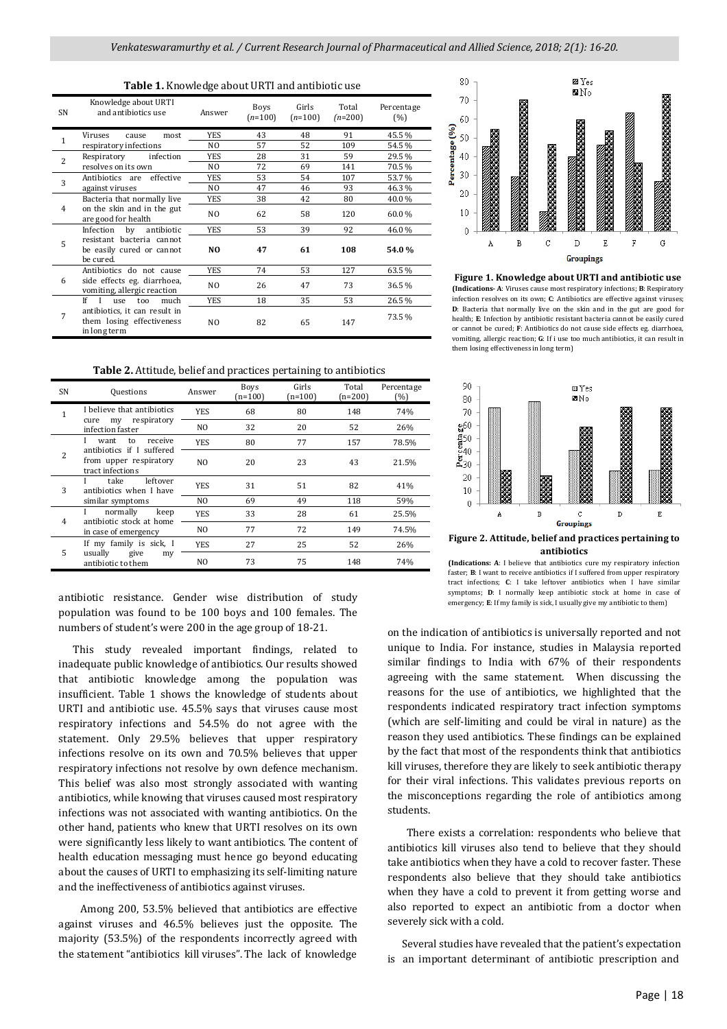**Table 1.** Knowledge about URTI and antibiotic use

| SN | Knowledge about URTI and antibiotics use | Answer | Boys (*n*=100) | Girls (*n*=100) | Total (*n*=200) | Percentage (%) |
|---|---|---|---|---|---|---|
| 1 | Viruses cause most respiratory infections | YES | 43 | 48 | 91 | 45.5 % |
| | | NO | 57 | 52 | 109 | 54.5 % |
| 2 | Respiratory infection resolves on its own | YES | 28 | 31 | 59 | 29.5 % |
| | | NO | 72 | 69 | 141 | 70.5 % |
| 3 | Antibiotics are effective against viruses | YES | 53 | 54 | 107 | 53.7 % |
| | | NO | 47 | 46 | 93 | 46.3 % |
| 4 | Bacteria that normally live on the skin and in the gut are good for health | YES | 38 | 42 | 80 | 40.0 % |
| | | NO | 62 | 58 | 120 | 60.0 % |
| 5 | Infection by antibiotic resistant bacteria cannot be easily cured or cannot be cured. | YES | 53 | 39 | 92 | 46.0 % |
| | | **NO** | **47** | **61** | **108** | **54.0 %** |
| 6 | Antibiotics do not cause side effects eg. diarrhoea, vomiting, allergic reaction | YES | 74 | 53 | 127 | 63.5 % |
| | | NO | 26 | 47 | 73 | 36.5 % |
| 7 | If I use too much antibiotics, it can result in them losing effectiveness in long term | YES | 18 | 35 | 53 | 26.5 % |
| | | NO | 82 | 65 | 147 | 73.5 % |

**Figure 1. Knowledge about URTI and antibiotic use**

**(Indications- A**: Viruses cause most respiratory infections; **B**: Respiratory infection resolves on its own; **C**: Antibiotics are effective against viruses; **D**: Bacteria that normally live on the skin and in the gut are good for health; **E**: Infection by antibiotic resistant bacteria cannot be easily cured or cannot be cured; **F**: Antibiotics do not cause side effects eg. diarrhoea, vomiting, allergic reaction; **G**: If i use too much antibiotics, it can result in them losing effectiveness in long term)

**Table 2.** Attitude, belief and practices pertaining to antibiotics

| SN | Questions | Answer | Boys (n=100) | Girls (n=100) | Total (n=200) | Percentage (%) |
|---|---|---|---|---|---|---|
| 1 | I believe that antibiotics cure my respiratory infection faster | YES | 68 | 80 | 148 | 74% |
| | | NO | 32 | 20 | 52 | 26% |
| 2 | I want to receive antibiotics if I suffered from upper respiratory tract infections | YES | 80 | 77 | 157 | 78.5% |
| | | NO | 20 | 23 | 43 | 21.5% |
| 3 | I take leftover antibiotics when I have similar symptoms | YES | 31 | 51 | 82 | 41% |
| | | NO | 69 | 49 | 118 | 59% |
| 4 | I normally keep antibiotic stock at home in case of emergency | YES | 33 | 28 | 61 | 25.5% |
| | | NO | 77 | 72 | 149 | 74.5% |
| 5 | If my family is sick, I usually give my antibiotic to them | YES | 27 | 25 | 52 | 26% |
| | | NO | 73 | 75 | 148 | 74% |

**Figure 2. Attitude, belief and practices pertaining to antibiotics**

**(Indications: A**: I believe that antibiotics cure my respiratory infection faster; **B**: I want to receive antibiotics if I suffered from upper respiratory tract infections; **C**: I take leftover antibiotics when I have similar symptoms; **D**: I normally keep antibiotic stock at home in case of emergency; **E**: If my family is sick, I usually give my antibiotic to them)

antibiotic resistance. Gender wise distribution of study population was found to be 100 boys and 100 females. The numbers of student's were 200 in the age group of 18-21.

This study revealed important findings, related to inadequate public knowledge of antibiotics. Our results showed that antibiotic knowledge among the population was insufficient. Table 1 shows the knowledge of students about URTI and antibiotic use. 45.5% says that viruses cause most respiratory infections and 54.5% do not agree with the statement. Only 29.5% believes that upper respiratory infections resolve on its own and 70.5% believes that upper respiratory infections not resolve by own defence mechanism. This belief was also most strongly associated with wanting antibiotics, while knowing that viruses caused most respiratory infections was not associated with wanting antibiotics. On the other hand, patients who knew that URTI resolves on its own were significantly less likely to want antibiotics. The content of health education messaging must hence go beyond educating about the causes of URTI to emphasizing its self-limiting nature and the ineffectiveness of antibiotics against viruses.

Among 200, 53.5% believed that antibiotics are effective against viruses and 46.5% believes just the opposite. The majority (53.5%) of the respondents incorrectly agreed with the statement "antibiotics kill viruses". The lack of knowledge on the indication of antibiotics is universally reported and not unique to India. For instance, studies in Malaysia reported similar findings to India with 67% of their respondents agreeing with the same statement. When discussing the reasons for the use of antibiotics, we highlighted that the respondents indicated respiratory tract infection symptoms (which are self-limiting and could be viral in nature) as the reason they used antibiotics. These findings can be explained by the fact that most of the respondents think that antibiotics kill viruses, therefore they are likely to seek antibiotic therapy for their viral infections. This validates previous reports on the misconceptions regarding the role of antibiotics among students.

There exists a correlation: respondents who believe that antibiotics kill viruses also tend to believe that they should take antibiotics when they have a cold to recover faster. These respondents also believe that they should take antibiotics when they have a cold to prevent it from getting worse and also reported to expect an antibiotic from a doctor when severely sick with a cold.

Several studies have revealed that the patient's expectation is an important determinant of antibiotic prescription and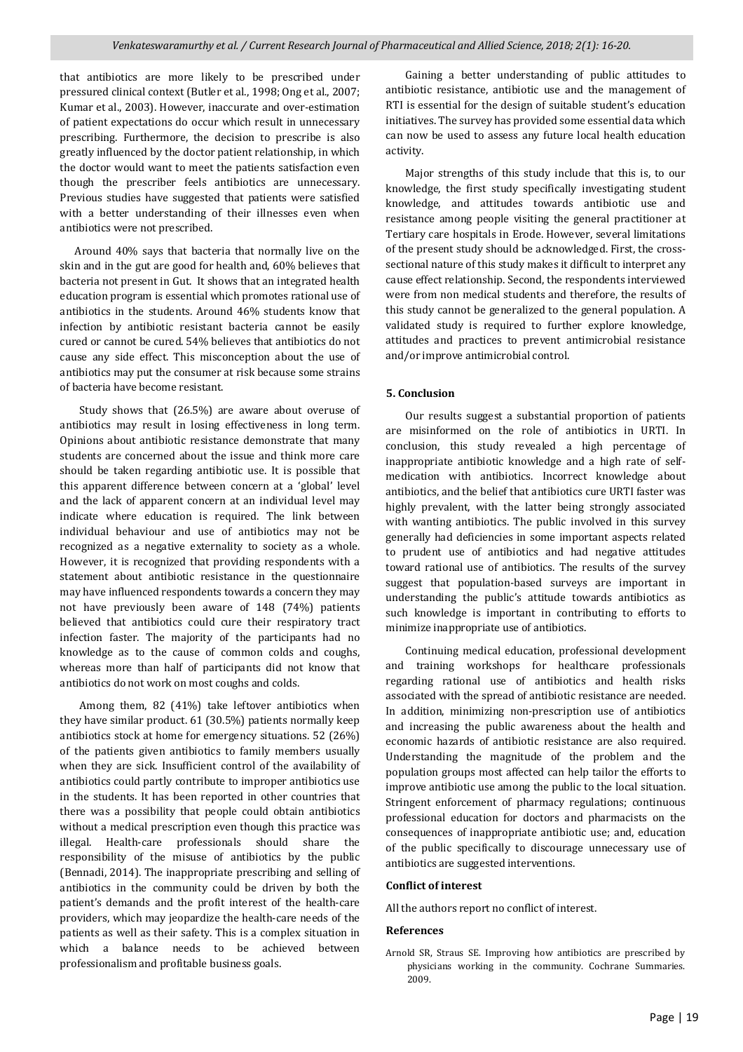that antibiotics are more likely to be prescribed under pressured clinical context (Butler et al., 1998; Ong et al., 2007; Kumar et al., 2003). However, inaccurate and over-estimation of patient expectations do occur which result in unnecessary prescribing. Furthermore, the decision to prescribe is also greatly influenced by the doctor patient relationship, in which the doctor would want to meet the patients satisfaction even though the prescriber feels antibiotics are unnecessary. Previous studies have suggested that patients were satisfied with a better understanding of their illnesses even when antibiotics were not prescribed.

Around 40% says that bacteria that normally live on the skin and in the gut are good for health and, 60% believes that bacteria not present in Gut. It shows that an integrated health education program is essential which promotes rational use of antibiotics in the students. Around 46% students know that infection by antibiotic resistant bacteria cannot be easily cured or cannot be cured. 54% believes that antibiotics do not cause any side effect. This misconception about the use of antibiotics may put the consumer at risk because some strains of bacteria have become resistant.

Study shows that (26.5%) are aware about overuse of antibiotics may result in losing effectiveness in long term. Opinions about antibiotic resistance demonstrate that many students are concerned about the issue and think more care should be taken regarding antibiotic use. It is possible that this apparent difference between concern at a 'global' level and the lack of apparent concern at an individual level may indicate where education is required. The link between individual behaviour and use of antibiotics may not be recognized as a negative externality to society as a whole. However, it is recognized that providing respondents with a statement about antibiotic resistance in the questionnaire may have influenced respondents towards a concern they may not have previously been aware of 148 (74%) patients believed that antibiotics could cure their respiratory tract infection faster. The majority of the participants had no knowledge as to the cause of common colds and coughs, whereas more than half of participants did not know that antibiotics do not work on most coughs and colds.

Among them, 82 (41%) take leftover antibiotics when they have similar product. 61 (30.5%) patients normally keep antibiotics stock at home for emergency situations. 52 (26%) of the patients given antibiotics to family members usually when they are sick. Insufficient control of the availability of antibiotics could partly contribute to improper antibiotics use in the students. It has been reported in other countries that there was a possibility that people could obtain antibiotics without a medical prescription even though this practice was illegal. Health-care professionals should share the responsibility of the misuse of antibiotics by the public (Bennadi, 2014). The inappropriate prescribing and selling of antibiotics in the community could be driven by both the patient's demands and the profit interest of the health-care providers, which may jeopardize the health-care needs of the patients as well as their safety. This is a complex situation in which a balance needs to be achieved between professionalism and profitable business goals.

Gaining a better understanding of public attitudes to antibiotic resistance, antibiotic use and the management of RTI is essential for the design of suitable student's education initiatives. The survey has provided some essential data which can now be used to assess any future local health education activity.

Major strengths of this study include that this is, to our knowledge, the first study specifically investigating student knowledge, and attitudes towards antibiotic use and resistance among people visiting the general practitioner at Tertiary care hospitals in Erode. However, several limitations of the present study should be acknowledged. First, the cross-sectional nature of this study makes it difficult to interpret any cause effect relationship. Second, the respondents interviewed were from non medical students and therefore, the results of this study cannot be generalized to the general population. A validated study is required to further explore knowledge, attitudes and practices to prevent antimicrobial resistance and/or improve antimicrobial control.

## 5. Conclusion

Our results suggest a substantial proportion of patients are misinformed on the role of antibiotics in URTI. In conclusion, this study revealed a high percentage of inappropriate antibiotic knowledge and a high rate of self-medication with antibiotics. Incorrect knowledge about antibiotics, and the belief that antibiotics cure URTI faster was highly prevalent, with the latter being strongly associated with wanting antibiotics. The public involved in this survey generally had deficiencies in some important aspects related to prudent use of antibiotics and had negative attitudes toward rational use of antibiotics. The results of the survey suggest that population-based surveys are important in understanding the public's attitude towards antibiotics as such knowledge is important in contributing to efforts to minimize inappropriate use of antibiotics.

Continuing medical education, professional development and training workshops for healthcare professionals regarding rational use of antibiotics and health risks associated with the spread of antibiotic resistance are needed. In addition, minimizing non-prescription use of antibiotics and increasing the public awareness about the health and economic hazards of antibiotic resistance are also required. Understanding the magnitude of the problem and the population groups most affected can help tailor the efforts to improve antibiotic use among the public to the local situation. Stringent enforcement of pharmacy regulations; continuous professional education for doctors and pharmacists on the consequences of inappropriate antibiotic use; and, education of the public specifically to discourage unnecessary use of antibiotics are suggested interventions.

### Conflict of interest

All the authors report no conflict of interest.

### References

Arnold SR, Straus SE. Improving how antibiotics are prescribed by physicians working in the community. Cochrane Summaries. 2009.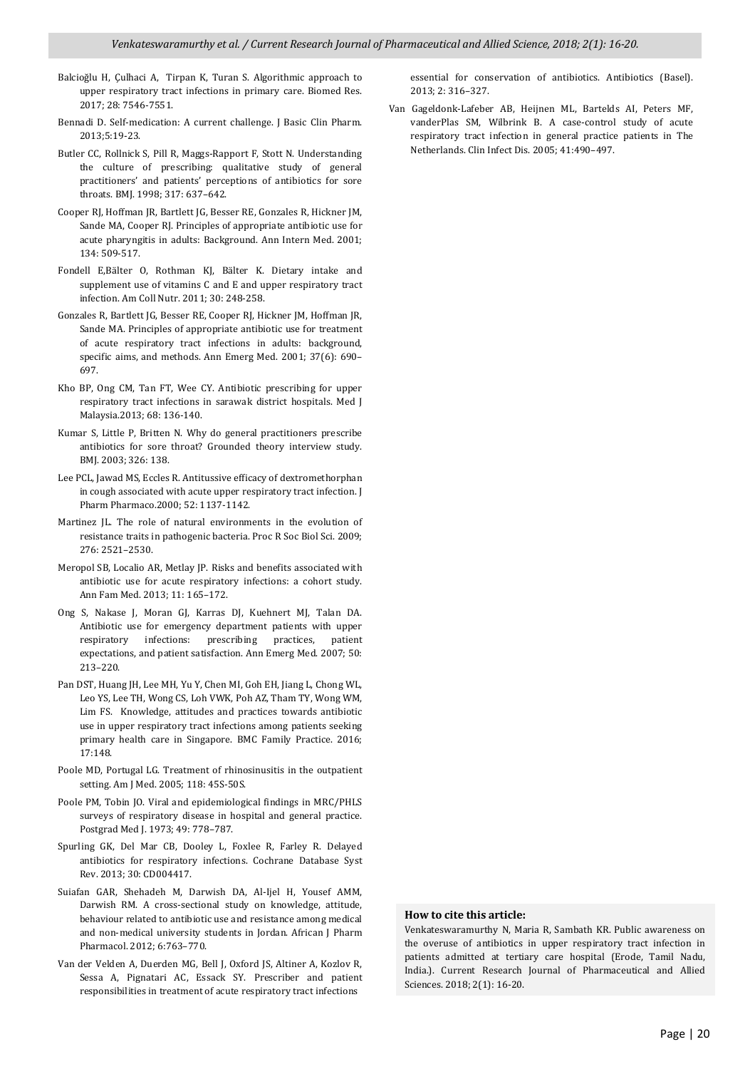Balcioğlu H, Çulhaci A, Tirpan K, Turan S. Algorithmic approach to upper respiratory tract infections in primary care. Biomed Res. 2017; 28: 7546-7551.

Bennadi D. Self-medication: A current challenge. J Basic Clin Pharm. 2013;5:19-23.

Butler CC, Rollnick S, Pill R, Maggs-Rapport F, Stott N. Understanding the culture of prescribing: qualitative study of general practitioners' and patients' perceptions of antibiotics for sore throats. BMJ. 1998; 317: 637–642.

Cooper RJ, Hoffman JR, Bartlett JG, Besser RE, Gonzales R, Hickner JM, Sande MA, Cooper RJ. Principles of appropriate antibiotic use for acute pharyngitis in adults: Background. Ann Intern Med. 2001; 134: 509-517.

Fondell E,Bälter O, Rothman KJ, Bälter K. Dietary intake and supplement use of vitamins C and E and upper respiratory tract infection. Am Coll Nutr. 2011; 30: 248-258.

Gonzales R, Bartlett JG, Besser RE, Cooper RJ, Hickner JM, Hoffman JR, Sande MA. Principles of appropriate antibiotic use for treatment of acute respiratory tract infections in adults: background, specific aims, and methods. Ann Emerg Med. 2001; 37(6): 690–697.

Kho BP, Ong CM, Tan FT, Wee CY. Antibiotic prescribing for upper respiratory tract infections in sarawak district hospitals. Med J Malaysia.2013; 68: 136-140.

Kumar S, Little P, Britten N. Why do general practitioners prescribe antibiotics for sore throat? Grounded theory interview study. BMJ. 2003; 326: 138.

Lee PCL, Jawad MS, Eccles R. Antitussive efficacy of dextromethorphan in cough associated with acute upper respiratory tract infection. J Pharm Pharmaco.2000; 52: 1137-1142.

Martinez JL. The role of natural environments in the evolution of resistance traits in pathogenic bacteria. Proc R Soc Biol Sci. 2009; 276: 2521–2530.

Meropol SB, Localio AR, Metlay JP. Risks and benefits associated with antibiotic use for acute respiratory infections: a cohort study. Ann Fam Med. 2013; 11: 165–172.

Ong S, Nakase J, Moran GJ, Karras DJ, Kuehnert MJ, Talan DA. Antibiotic use for emergency department patients with upper respiratory infections: prescribing practices, patient expectations, and patient satisfaction. Ann Emerg Med. 2007; 50: 213–220.

Pan DST, Huang JH, Lee MH, Yu Y, Chen MI, Goh EH, Jiang L, Chong WL, Leo YS, Lee TH, Wong CS, Loh VWK, Poh AZ, Tham TY, Wong WM, Lim FS. Knowledge, attitudes and practices towards antibiotic use in upper respiratory tract infections among patients seeking primary health care in Singapore. BMC Family Practice. 2016; 17:148.

Poole MD, Portugal LG. Treatment of rhinosinusitis in the outpatient setting. Am J Med. 2005; 118: 45S-50S.

Poole PM, Tobin JO. Viral and epidemiological findings in MRC/PHLS surveys of respiratory disease in hospital and general practice. Postgrad Med J. 1973; 49: 778–787.

Spurling GK, Del Mar CB, Dooley L, Foxlee R, Farley R. Delayed antibiotics for respiratory infections. Cochrane Database Syst Rev. 2013; 30: CD004417.

Suiafan GAR, Shehadeh M, Darwish DA, Al-Ijel H, Yousef AMM, Darwish RM. A cross-sectional study on knowledge, attitude, behaviour related to antibiotic use and resistance among medical and non-medical university students in Jordan. African J Pharm Pharmacol. 2012; 6:763–770.

Van der Velden A, Duerden MG, Bell J, Oxford JS, Altiner A, Kozlov R, Sessa A, Pignatari AC, Essack SY. Prescriber and patient responsibilities in treatment of acute respiratory tract infections essential for conservation of antibiotics. Antibiotics (Basel). 2013; 2: 316–327.

Van Gageldonk-Lafeber AB, Heijnen ML, Bartelds AI, Peters MF, vanderPlas SM, Wilbrink B. A case-control study of acute respiratory tract infection in general practice patients in The Netherlands. Clin Infect Dis. 2005; 41:490–497.

**How to cite this article:**

Venkateswaramurthy N, Maria R, Sambath KR. Public awareness on the overuse of antibiotics in upper respiratory tract infection in patients admitted at tertiary care hospital (Erode, Tamil Nadu, India.). Current Research Journal of Pharmaceutical and Allied Sciences. 2018; 2(1): 16-20.